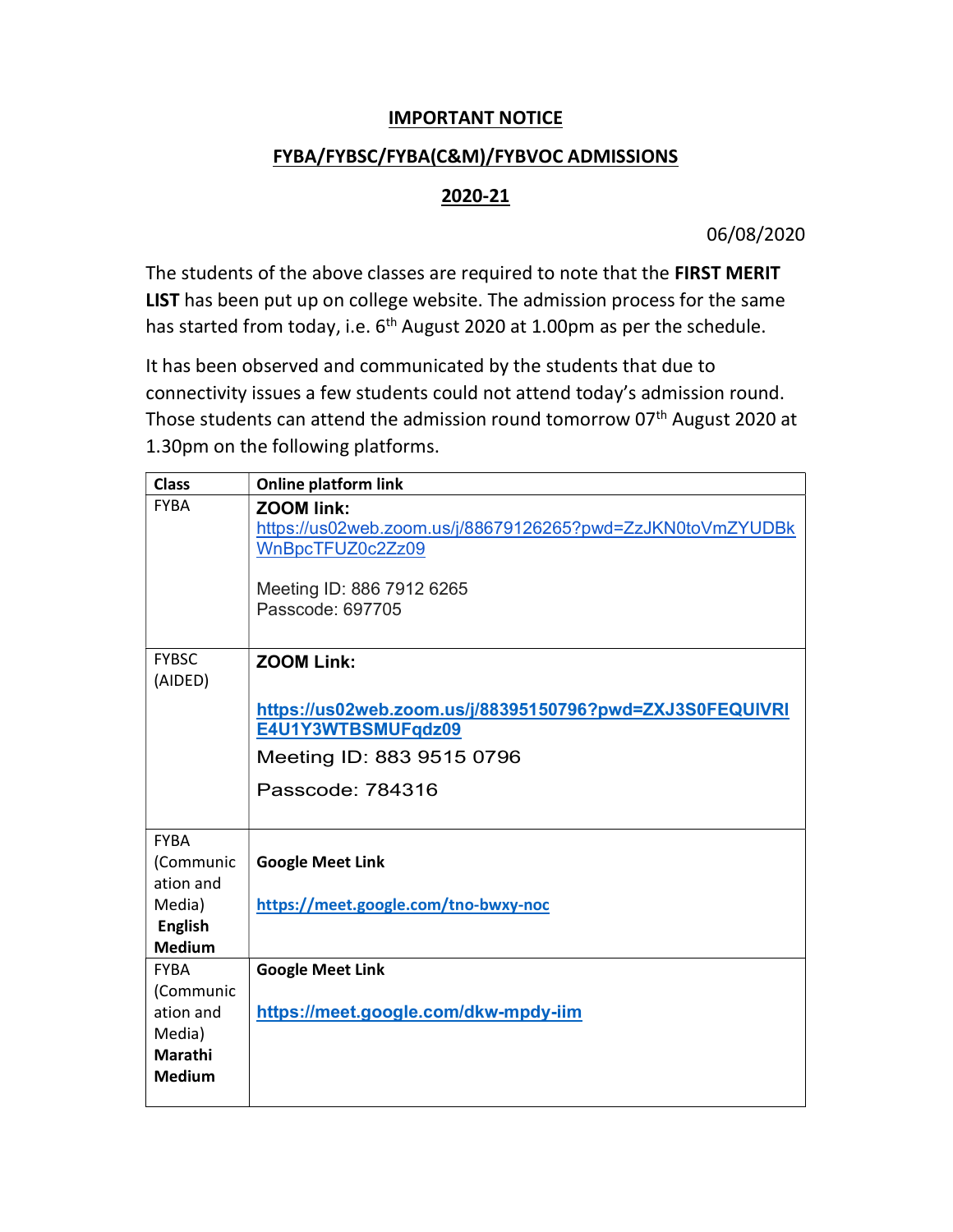# IMPORTANT NOTICE

## FYBA/FYBSC/FYBA(C&M)/FYBVOC ADMISSIONS

## 2020-21

06/08/2020

The students of the above classes are required to note that the **FIRST MERIT LIST** has been put up on college website. The admission process for the same has started from today, i.e. 6th August 2020 at 1.00pm as per the schedule.

It has been observed and communicated by the students that due to connectivity issues a few students could not attend today's admission round. Those students can attend the admission round tomorrow 07th August 2020 at 1.30pm on the following platforms.

| Class | Online platform link |
|---|---|
| FYBA | **ZOOM link:** https://us02web.zoom.us/j/88679126265?pwd=ZzJKN0toVmZYUDBkWnBpcTFUZ0c2Zz09<br><br>Meeting ID: 886 7912 6265<br>Passcode: 697705 |
| FYBSC (AIDED) | **ZOOM Link:**<br><br>**https://us02web.zoom.us/j/88395150796?pwd=ZXJ3S0FEQUlVRlE4U1Y3WTBSMUFqdz09**<br>Meeting ID: 883 9515 0796<br>Passcode: 784316 |
| FYBA (Communication and Media) **English Medium** | **Google Meet Link**<br><br>**https://meet.google.com/tno-bwxy-noc** |
| FYBA (Communication and Media) **Marathi Medium** | **Google Meet Link**<br><br>**https://meet.google.com/dkw-mpdy-iim** |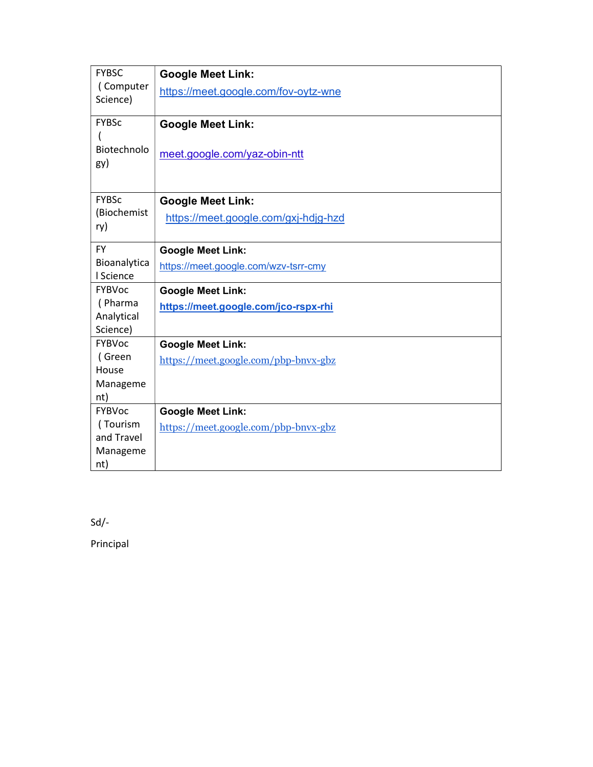| | |
|---|---|
| FYBSC ( Computer Science) | **Google Meet Link:** https://meet.google.com/fov-oytz-wne |
| FYBSc ( Biotechnology) | **Google Meet Link:** meet.google.com/yaz-obin-ntt |
| FYBSc (Biochemistry) | **Google Meet Link:** https://meet.google.com/gxj-hdjg-hzd |
| FY Bioanalytical Science | **Google Meet Link:** https://meet.google.com/wzv-tsrr-cmy |
| FYBVoc ( Pharma Analytical Science) | **Google Meet Link:** **https://meet.google.com/jco-rspx-rhi** |
| FYBVoc ( Green House Management) | **Google Meet Link:** https://meet.google.com/pbp-bnvx-gbz |
| FYBVoc ( Tourism and Travel Management) | **Google Meet Link:** https://meet.google.com/pbp-bnvx-gbz |

Sd/-

Principal